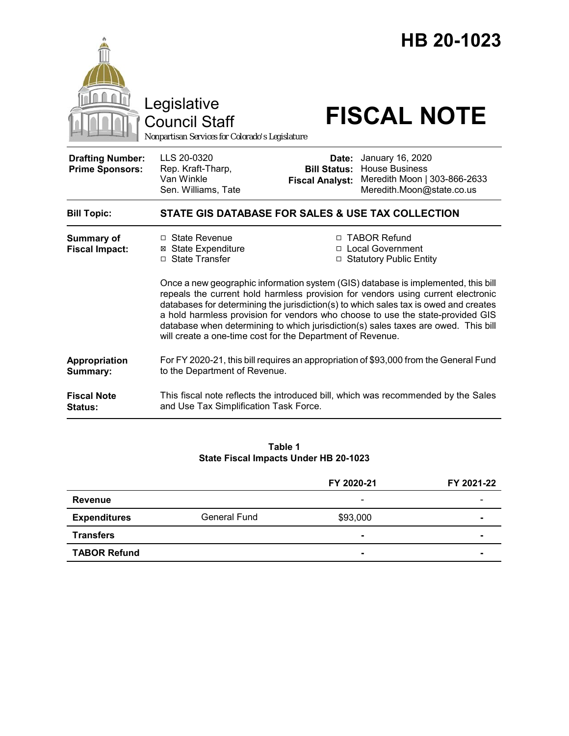# HB 20-1023

Legislative Council Staff

*Nonpartisan Services for Colorado's Legislature*

# FISCAL NOTE

| | | | |
|---|---|---|---|
| **Drafting Number:** | LLS 20-0320 | **Date:** | January 16, 2020 |
| **Prime Sponsors:** | Rep. Kraft-Tharp, Van Winkle<br>Sen. Williams, Tate | **Bill Status:** | House Business |
| | | **Fiscal Analyst:** | Meredith Moon \| 303-866-2633<br>Meredith.Moon@state.co.us |

**Bill Topic:** **STATE GIS DATABASE FOR SALES & USE TAX COLLECTION**

**Summary of Fiscal Impact:**

- ☐ State Revenue
- ☒ State Expenditure
- ☐ State Transfer
- ☐ TABOR Refund
- ☐ Local Government
- ☐ Statutory Public Entity

Once a new geographic information system (GIS) database is implemented, this bill repeals the current hold harmless provision for vendors using current electronic databases for determining the jurisdiction(s) to which sales tax is owed and creates a hold harmless provision for vendors who choose to use the state-provided GIS database when determining to which jurisdiction(s) sales taxes are owed. This bill will create a one-time cost for the Department of Revenue.

**Appropriation Summary:** For FY 2020-21, this bill requires an appropriation of $93,000 from the General Fund to the Department of Revenue.

**Fiscal Note Status:** This fiscal note reflects the introduced bill, which was recommended by the Sales and Use Tax Simplification Task Force.

**Table 1**
**State Fiscal Impacts Under HB 20-1023**

| | | FY 2020-21 | FY 2021-22 |
|---|---|---|---|
| **Revenue** | | - | - |
| **Expenditures** | General Fund | $93,000 | - |
| **Transfers** | | - | - |
| **TABOR Refund** | | - | - |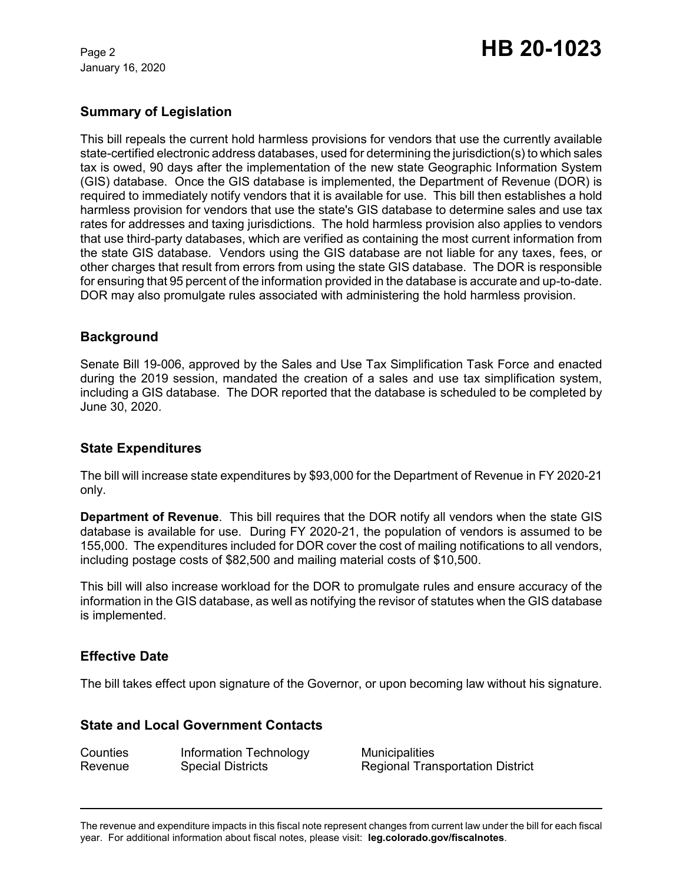## Summary of Legislation

This bill repeals the current hold harmless provisions for vendors that use the currently available state-certified electronic address databases, used for determining the jurisdiction(s) to which sales tax is owed, 90 days after the implementation of the new state Geographic Information System (GIS) database. Once the GIS database is implemented, the Department of Revenue (DOR) is required to immediately notify vendors that it is available for use. This bill then establishes a hold harmless provision for vendors that use the state's GIS database to determine sales and use tax rates for addresses and taxing jurisdictions. The hold harmless provision also applies to vendors that use third-party databases, which are verified as containing the most current information from the state GIS database. Vendors using the GIS database are not liable for any taxes, fees, or other charges that result from errors from using the state GIS database. The DOR is responsible for ensuring that 95 percent of the information provided in the database is accurate and up-to-date. DOR may also promulgate rules associated with administering the hold harmless provision.

## Background

Senate Bill 19-006, approved by the Sales and Use Tax Simplification Task Force and enacted during the 2019 session, mandated the creation of a sales and use tax simplification system, including a GIS database. The DOR reported that the database is scheduled to be completed by June 30, 2020.

## State Expenditures

The bill will increase state expenditures by $93,000 for the Department of Revenue in FY 2020-21 only.

**Department of Revenue**. This bill requires that the DOR notify all vendors when the state GIS database is available for use. During FY 2020-21, the population of vendors is assumed to be 155,000. The expenditures included for DOR cover the cost of mailing notifications to all vendors, including postage costs of $82,500 and mailing material costs of $10,500.

This bill will also increase workload for the DOR to promulgate rules and ensure accuracy of the information in the GIS database, as well as notifying the revisor of statutes when the GIS database is implemented.

## Effective Date

The bill takes effect upon signature of the Governor, or upon becoming law without his signature.

## State and Local Government Contacts

| | | |
|---|---|---|
| Counties | Information Technology | Municipalities |
| Revenue | Special Districts | Regional Transportation District |

The revenue and expenditure impacts in this fiscal note represent changes from current law under the bill for each fiscal year. For additional information about fiscal notes, please visit: **leg.colorado.gov/fiscalnotes**.